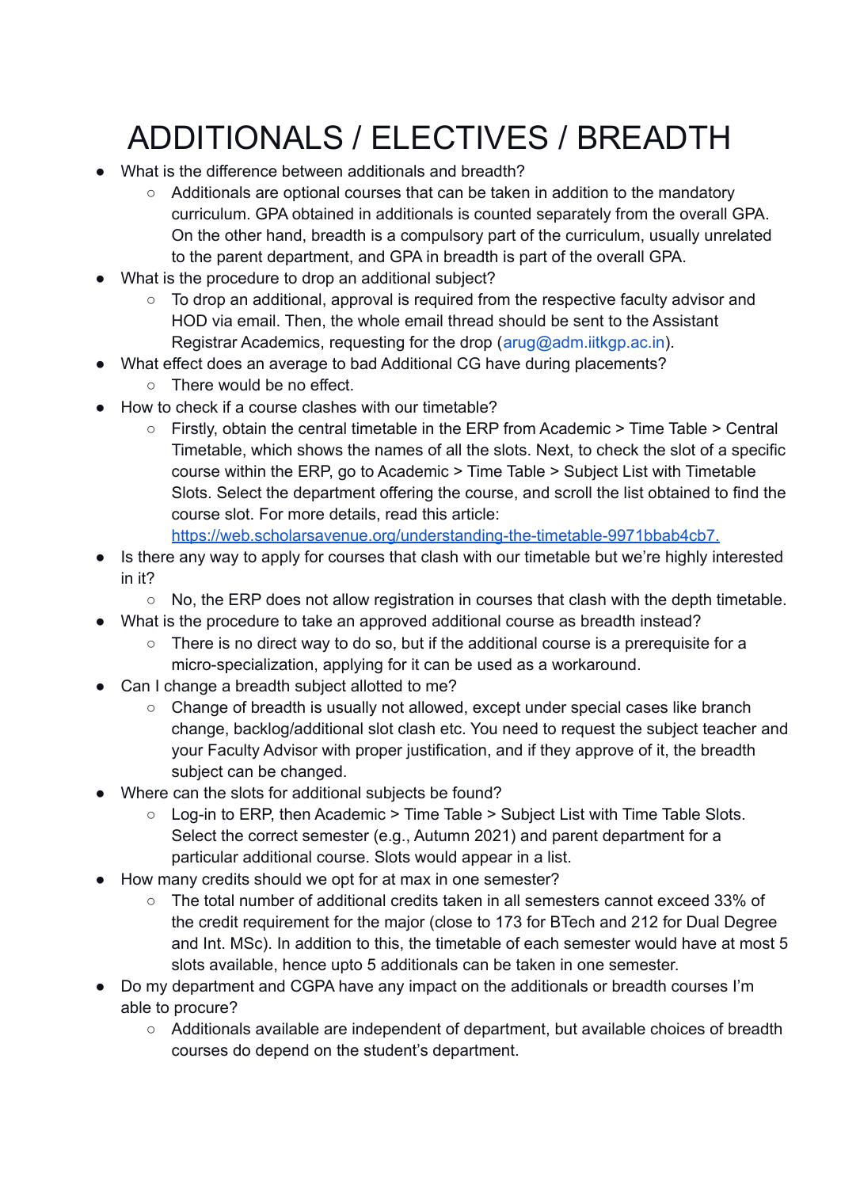# ADDITIONALS / ELECTIVES / BREADTH

- What is the difference between additionals and breadth?
  - Additionals are optional courses that can be taken in addition to the mandatory curriculum. GPA obtained in additionals is counted separately from the overall GPA. On the other hand, breadth is a compulsory part of the curriculum, usually unrelated to the parent department, and GPA in breadth is part of the overall GPA.
- What is the procedure to drop an additional subject?
  - To drop an additional, approval is required from the respective faculty advisor and HOD via email. Then, the whole email thread should be sent to the Assistant Registrar Academics, requesting for the drop (arug@adm.iitkgp.ac.in).
- What effect does an average to bad Additional CG have during placements?
  - There would be no effect.
- How to check if a course clashes with our timetable?
  - Firstly, obtain the central timetable in the ERP from Academic > Time Table > Central Timetable, which shows the names of all the slots. Next, to check the slot of a specific course within the ERP, go to Academic > Time Table > Subject List with Timetable Slots. Select the department offering the course, and scroll the list obtained to find the course slot. For more details, read this article: [https://web.scholarsavenue.org/understanding-the-timetable-9971bbab4cb7.](https://web.scholarsavenue.org/understanding-the-timetable-9971bbab4cb7)
- Is there any way to apply for courses that clash with our timetable but we're highly interested in it?
  - No, the ERP does not allow registration in courses that clash with the depth timetable.
- What is the procedure to take an approved additional course as breadth instead?
  - There is no direct way to do so, but if the additional course is a prerequisite for a micro-specialization, applying for it can be used as a workaround.
- Can I change a breadth subject allotted to me?
  - Change of breadth is usually not allowed, except under special cases like branch change, backlog/additional slot clash etc. You need to request the subject teacher and your Faculty Advisor with proper justification, and if they approve of it, the breadth subject can be changed.
- Where can the slots for additional subjects be found?
  - Log-in to ERP, then Academic > Time Table > Subject List with Time Table Slots. Select the correct semester (e.g., Autumn 2021) and parent department for a particular additional course. Slots would appear in a list.
- How many credits should we opt for at max in one semester?
  - The total number of additional credits taken in all semesters cannot exceed 33% of the credit requirement for the major (close to 173 for BTech and 212 for Dual Degree and Int. MSc). In addition to this, the timetable of each semester would have at most 5 slots available, hence upto 5 additionals can be taken in one semester.
- Do my department and CGPA have any impact on the additionals or breadth courses I'm able to procure?
  - Additionals available are independent of department, but available choices of breadth courses do depend on the student's department.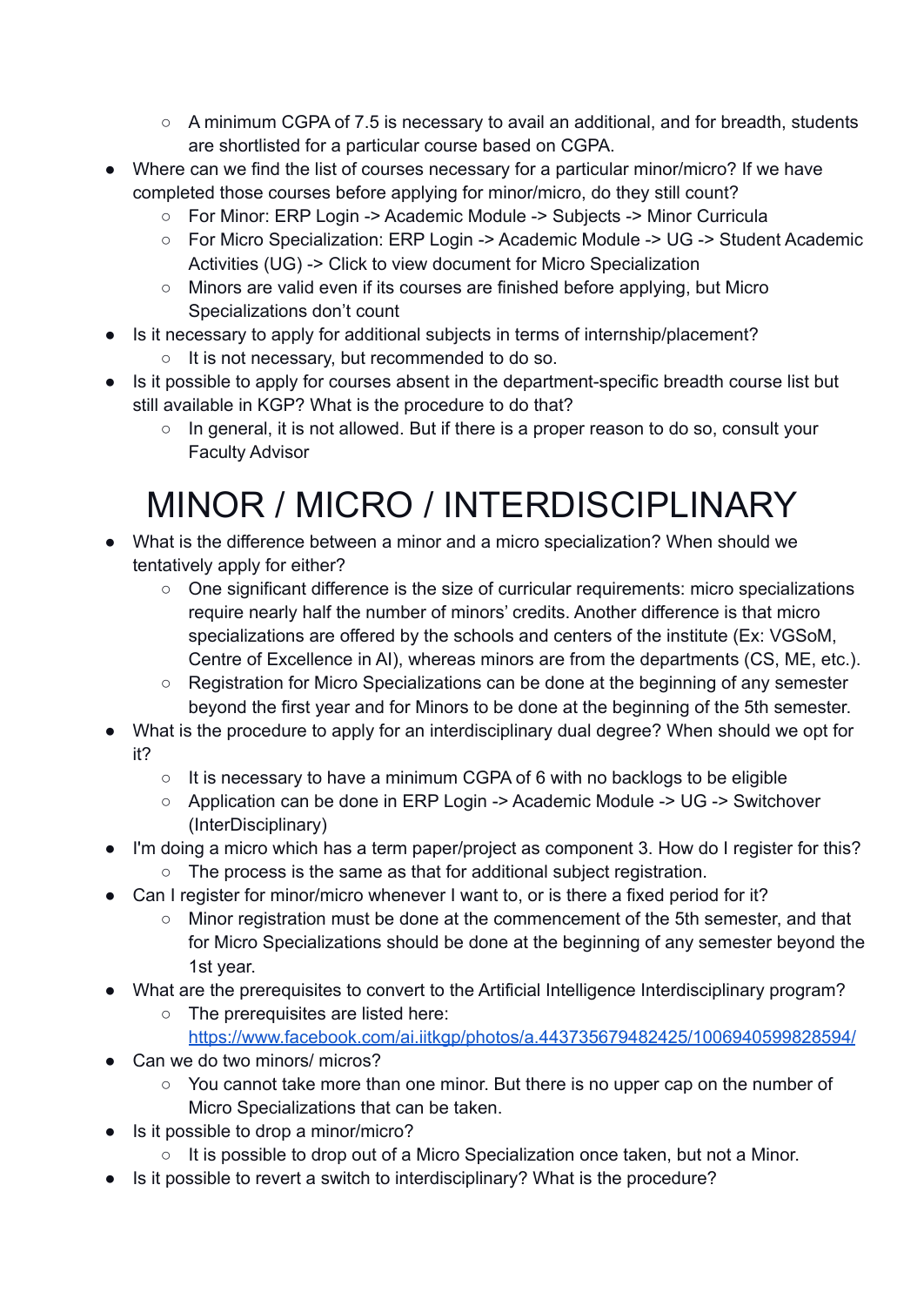- A minimum CGPA of 7.5 is necessary to avail an additional, and for breadth, students are shortlisted for a particular course based on CGPA.
- Where can we find the list of courses necessary for a particular minor/micro? If we have completed those courses before applying for minor/micro, do they still count?
    - For Minor: ERP Login -> Academic Module -> Subjects -> Minor Curricula
    - For Micro Specialization: ERP Login -> Academic Module -> UG -> Student Academic Activities (UG) -> Click to view document for Micro Specialization
    - Minors are valid even if its courses are finished before applying, but Micro Specializations don't count
- Is it necessary to apply for additional subjects in terms of internship/placement?
    - It is not necessary, but recommended to do so.
- Is it possible to apply for courses absent in the department-specific breadth course list but still available in KGP? What is the procedure to do that?
    - In general, it is not allowed. But if there is a proper reason to do so, consult your Faculty Advisor

# MINOR / MICRO / INTERDISCIPLINARY

- What is the difference between a minor and a micro specialization? When should we tentatively apply for either?
    - One significant difference is the size of curricular requirements: micro specializations require nearly half the number of minors' credits. Another difference is that micro specializations are offered by the schools and centers of the institute (Ex: VGSoM, Centre of Excellence in AI), whereas minors are from the departments (CS, ME, etc.).
    - Registration for Micro Specializations can be done at the beginning of any semester beyond the first year and for Minors to be done at the beginning of the 5th semester.
- What is the procedure to apply for an interdisciplinary dual degree? When should we opt for it?
    - It is necessary to have a minimum CGPA of 6 with no backlogs to be eligible
    - Application can be done in ERP Login -> Academic Module -> UG -> Switchover (InterDisciplinary)
- I'm doing a micro which has a term paper/project as component 3. How do I register for this?
    - The process is the same as that for additional subject registration.
- Can I register for minor/micro whenever I want to, or is there a fixed period for it?
    - Minor registration must be done at the commencement of the 5th semester, and that for Micro Specializations should be done at the beginning of any semester beyond the 1st year.
- What are the prerequisites to convert to the Artificial Intelligence Interdisciplinary program?
    - The prerequisites are listed here: [https://www.facebook.com/ai.iitkgp/photos/a.443735679482425/1006940599828594/](https://www.facebook.com/ai.iitkgp/photos/a.443735679482425/1006940599828594/)
- Can we do two minors/ micros?
    - You cannot take more than one minor. But there is no upper cap on the number of Micro Specializations that can be taken.
- Is it possible to drop a minor/micro?
    - It is possible to drop out of a Micro Specialization once taken, but not a Minor.
- Is it possible to revert a switch to interdisciplinary? What is the procedure?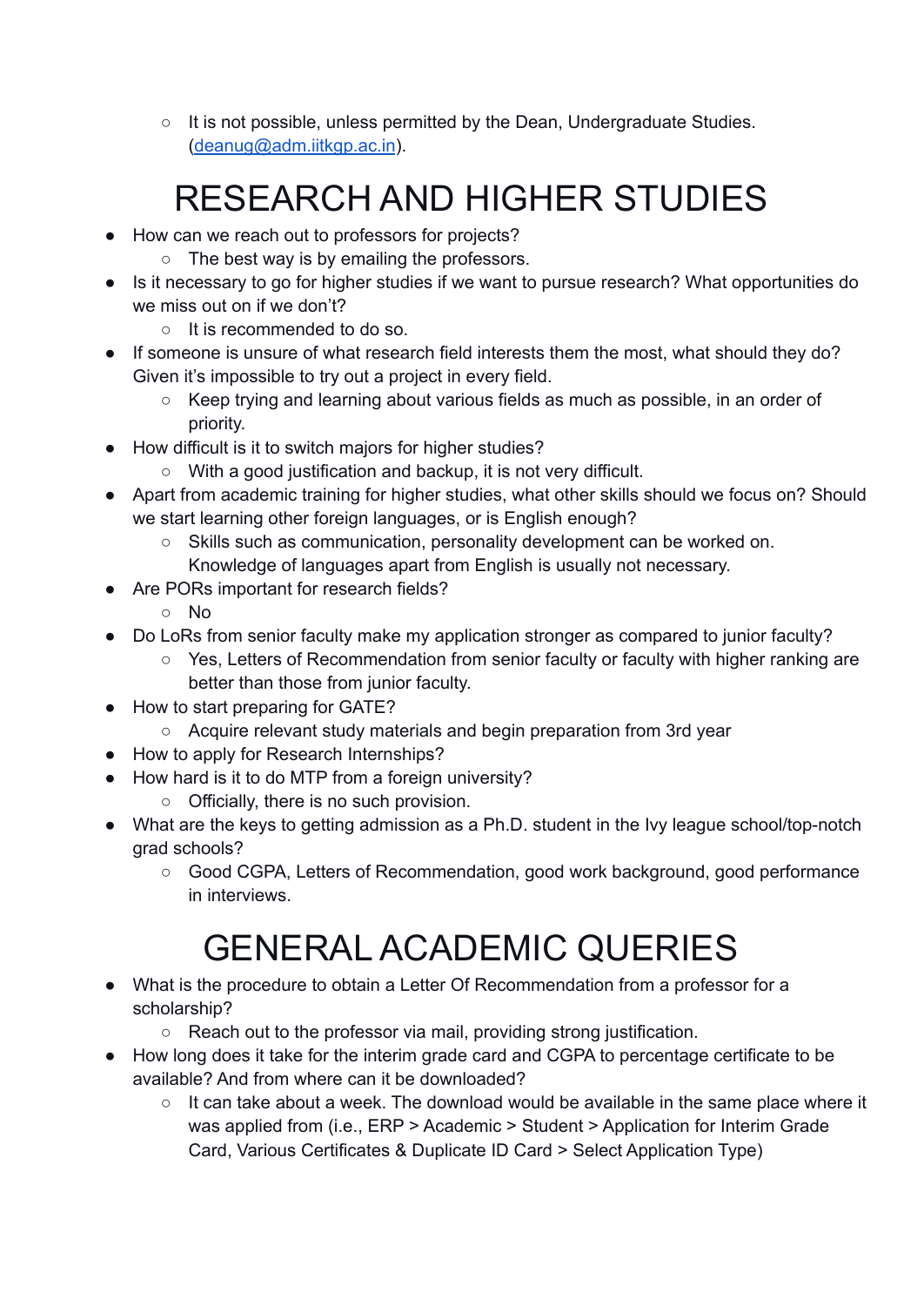- It is not possible, unless permitted by the Dean, Undergraduate Studies. (deanug@adm.iitkgp.ac.in).

# RESEARCH AND HIGHER STUDIES

- How can we reach out to professors for projects?
    - The best way is by emailing the professors.
- Is it necessary to go for higher studies if we want to pursue research? What opportunities do we miss out on if we don't?
    - It is recommended to do so.
- If someone is unsure of what research field interests them the most, what should they do? Given it's impossible to try out a project in every field.
    - Keep trying and learning about various fields as much as possible, in an order of priority.
- How difficult is it to switch majors for higher studies?
    - With a good justification and backup, it is not very difficult.
- Apart from academic training for higher studies, what other skills should we focus on? Should we start learning other foreign languages, or is English enough?
    - Skills such as communication, personality development can be worked on. Knowledge of languages apart from English is usually not necessary.
- Are PORs important for research fields?
    - No
- Do LoRs from senior faculty make my application stronger as compared to junior faculty?
    - Yes, Letters of Recommendation from senior faculty or faculty with higher ranking are better than those from junior faculty.
- How to start preparing for GATE?
    - Acquire relevant study materials and begin preparation from 3rd year
- How to apply for Research Internships?
- How hard is it to do MTP from a foreign university?
    - Officially, there is no such provision.
- What are the keys to getting admission as a Ph.D. student in the Ivy league school/top-notch grad schools?
    - Good CGPA, Letters of Recommendation, good work background, good performance in interviews.

# GENERAL ACADEMIC QUERIES

- What is the procedure to obtain a Letter Of Recommendation from a professor for a scholarship?
    - Reach out to the professor via mail, providing strong justification.
- How long does it take for the interim grade card and CGPA to percentage certificate to be available? And from where can it be downloaded?
    - It can take about a week. The download would be available in the same place where it was applied from (i.e., ERP > Academic > Student > Application for Interim Grade Card, Various Certificates & Duplicate ID Card > Select Application Type)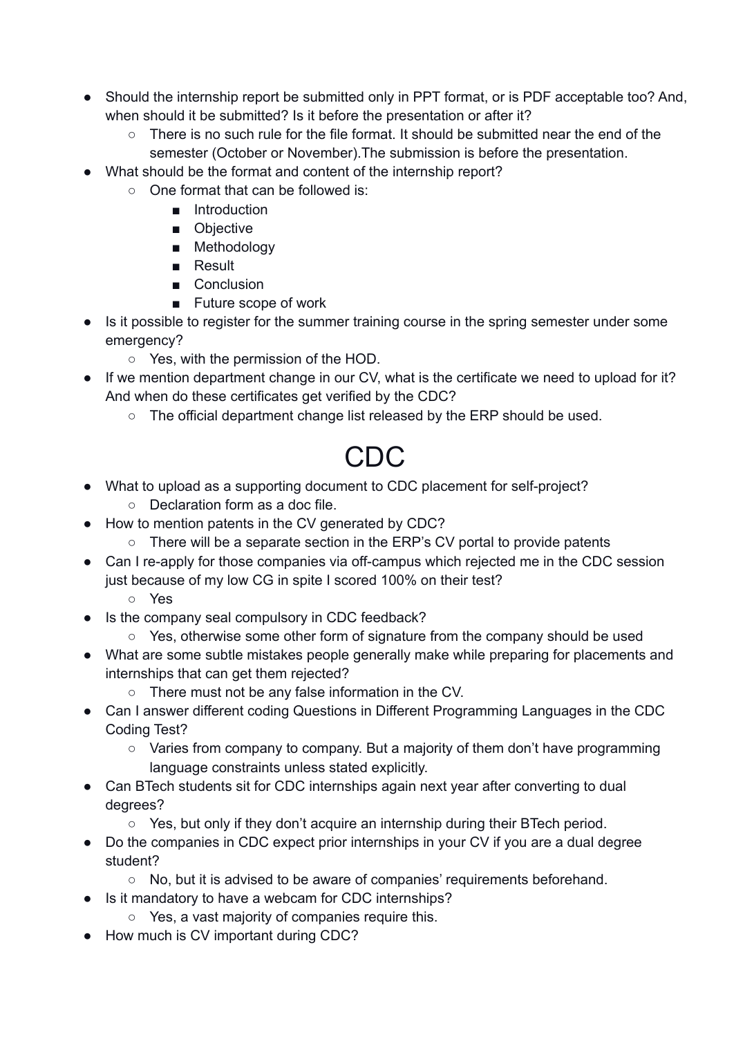- Should the internship report be submitted only in PPT format, or is PDF acceptable too? And, when should it be submitted? Is it before the presentation or after it?
    - There is no such rule for the file format. It should be submitted near the end of the semester (October or November).The submission is before the presentation.
- What should be the format and content of the internship report?
    - One format that can be followed is:
        - Introduction
        - Objective
        - Methodology
        - Result
        - Conclusion
        - Future scope of work
- Is it possible to register for the summer training course in the spring semester under some emergency?
    - Yes, with the permission of the HOD.
- If we mention department change in our CV, what is the certificate we need to upload for it? And when do these certificates get verified by the CDC?
    - The official department change list released by the ERP should be used.

# CDC

- What to upload as a supporting document to CDC placement for self-project?
    - Declaration form as a doc file.
- How to mention patents in the CV generated by CDC?
    - There will be a separate section in the ERP's CV portal to provide patents
- Can I re-apply for those companies via off-campus which rejected me in the CDC session just because of my low CG in spite I scored 100% on their test?
    - Yes
- Is the company seal compulsory in CDC feedback?
    - Yes, otherwise some other form of signature from the company should be used
- What are some subtle mistakes people generally make while preparing for placements and internships that can get them rejected?
    - There must not be any false information in the CV.
- Can I answer different coding Questions in Different Programming Languages in the CDC Coding Test?
    - Varies from company to company. But a majority of them don't have programming language constraints unless stated explicitly.
- Can BTech students sit for CDC internships again next year after converting to dual degrees?
    - Yes, but only if they don't acquire an internship during their BTech period.
- Do the companies in CDC expect prior internships in your CV if you are a dual degree student?
    - No, but it is advised to be aware of companies' requirements beforehand.
- Is it mandatory to have a webcam for CDC internships?
    - Yes, a vast majority of companies require this.
- How much is CV important during CDC?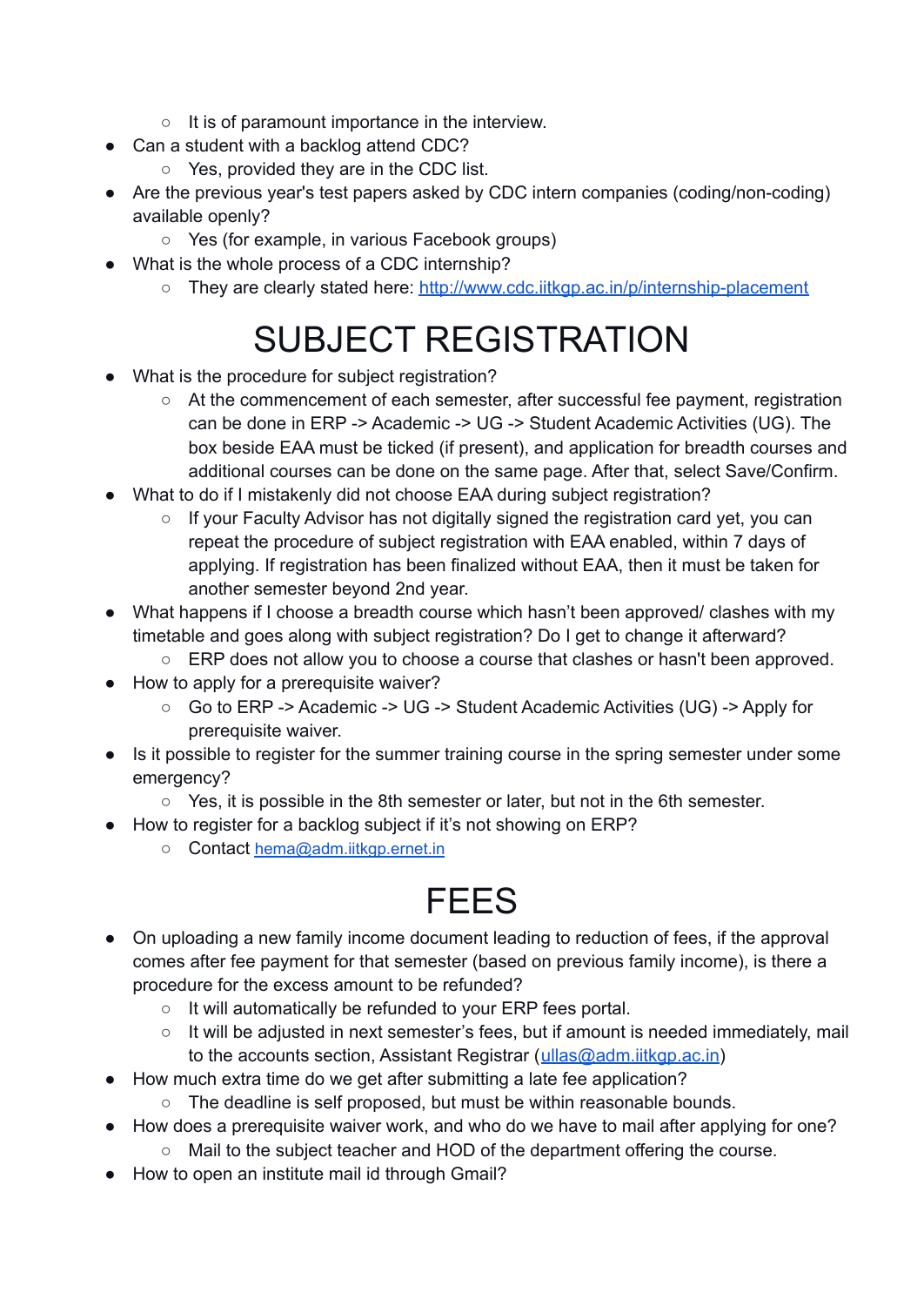- It is of paramount importance in the interview.
- Can a student with a backlog attend CDC?
    - Yes, provided they are in the CDC list.
- Are the previous year's test papers asked by CDC intern companies (coding/non-coding) available openly?
    - Yes (for example, in various Facebook groups)
- What is the whole process of a CDC internship?
    - They are clearly stated here: [http://www.cdc.iitkgp.ac.in/p/internship-placement](http://www.cdc.iitkgp.ac.in/p/internship-placement)

# SUBJECT REGISTRATION

- What is the procedure for subject registration?
    - At the commencement of each semester, after successful fee payment, registration can be done in ERP -> Academic -> UG -> Student Academic Activities (UG). The box beside EAA must be ticked (if present), and application for breadth courses and additional courses can be done on the same page. After that, select Save/Confirm.
- What to do if I mistakenly did not choose EAA during subject registration?
    - If your Faculty Advisor has not digitally signed the registration card yet, you can repeat the procedure of subject registration with EAA enabled, within 7 days of applying. If registration has been finalized without EAA, then it must be taken for another semester beyond 2nd year.
- What happens if I choose a breadth course which hasn't been approved/ clashes with my timetable and goes along with subject registration? Do I get to change it afterward?
    - ERP does not allow you to choose a course that clashes or hasn't been approved.
- How to apply for a prerequisite waiver?
    - Go to ERP -> Academic -> UG -> Student Academic Activities (UG) -> Apply for prerequisite waiver.
- Is it possible to register for the summer training course in the spring semester under some emergency?
    - Yes, it is possible in the 8th semester or later, but not in the 6th semester.
- How to register for a backlog subject if it's not showing on ERP?
    - Contact [hema@adm.iitkgp.ernet.in](mailto:hema@adm.iitkgp.ernet.in)

# FEES

- On uploading a new family income document leading to reduction of fees, if the approval comes after fee payment for that semester (based on previous family income), is there a procedure for the excess amount to be refunded?
    - It will automatically be refunded to your ERP fees portal.
    - It will be adjusted in next semester's fees, but if amount is needed immediately, mail to the accounts section, Assistant Registrar ([ullas@adm.iitkgp.ac.in](mailto:ullas@adm.iitkgp.ac.in))
- How much extra time do we get after submitting a late fee application?
    - The deadline is self proposed, but must be within reasonable bounds.
- How does a prerequisite waiver work, and who do we have to mail after applying for one?
    - Mail to the subject teacher and HOD of the department offering the course.
- How to open an institute mail id through Gmail?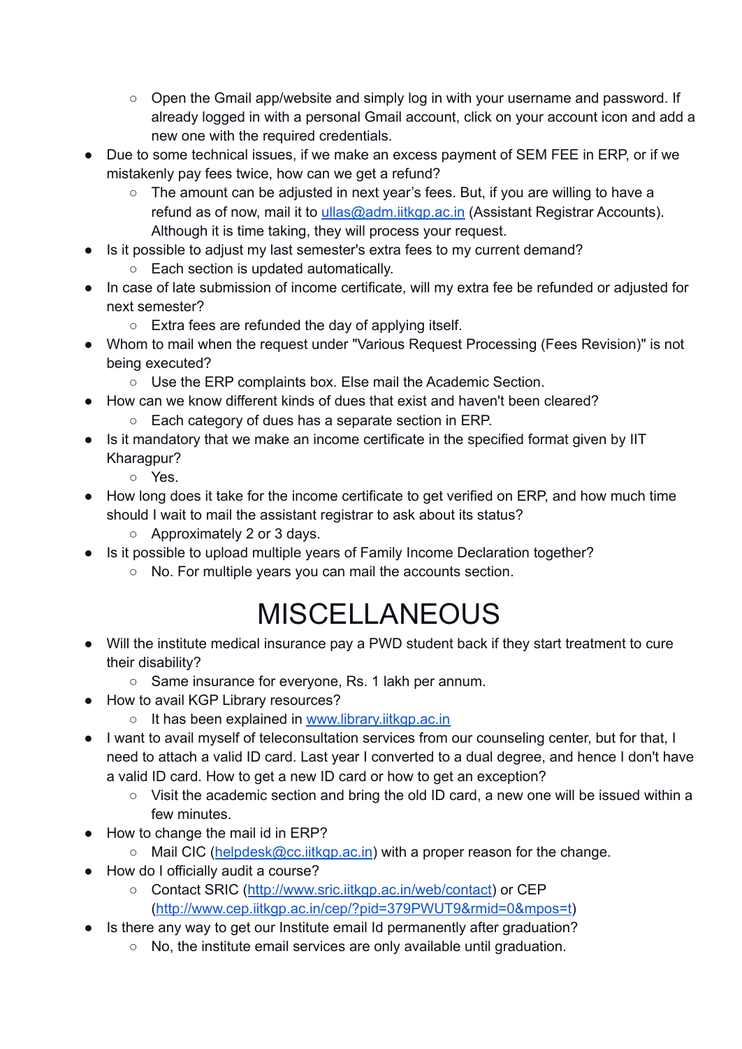- Open the Gmail app/website and simply log in with your username and password. If already logged in with a personal Gmail account, click on your account icon and add a new one with the required credentials.
- Due to some technical issues, if we make an excess payment of SEM FEE in ERP, or if we mistakenly pay fees twice, how can we get a refund?
    - The amount can be adjusted in next year's fees. But, if you are willing to have a refund as of now, mail it to [ullas@adm.iitkgp.ac.in](mailto:ullas@adm.iitkgp.ac.in) (Assistant Registrar Accounts). Although it is time taking, they will process your request.
- Is it possible to adjust my last semester's extra fees to my current demand?
    - Each section is updated automatically.
- In case of late submission of income certificate, will my extra fee be refunded or adjusted for next semester?
    - Extra fees are refunded the day of applying itself.
- Whom to mail when the request under "Various Request Processing (Fees Revision)" is not being executed?
    - Use the ERP complaints box. Else mail the Academic Section.
- How can we know different kinds of dues that exist and haven't been cleared?
    - Each category of dues has a separate section in ERP.
- Is it mandatory that we make an income certificate in the specified format given by IIT Kharagpur?
    - Yes.
- How long does it take for the income certificate to get verified on ERP, and how much time should I wait to mail the assistant registrar to ask about its status?
    - Approximately 2 or 3 days.
- Is it possible to upload multiple years of Family Income Declaration together?
    - No. For multiple years you can mail the accounts section.

# MISCELLANEOUS

- Will the institute medical insurance pay a PWD student back if they start treatment to cure their disability?
    - Same insurance for everyone, Rs. 1 lakh per annum.
- How to avail KGP Library resources?
    - It has been explained in [www.library.iitkgp.ac.in](http://www.library.iitkgp.ac.in)
- I want to avail myself of teleconsultation services from our counseling center, but for that, I need to attach a valid ID card. Last year I converted to a dual degree, and hence I don't have a valid ID card. How to get a new ID card or how to get an exception?
    - Visit the academic section and bring the old ID card, a new one will be issued within a few minutes.
- How to change the mail id in ERP?
    - Mail CIC ([helpdesk@cc.iitkgp.ac.in](mailto:helpdesk@cc.iitkgp.ac.in)) with a proper reason for the change.
- How do I officially audit a course?
    - Contact SRIC ([http://www.sric.iitkgp.ac.in/web/contact](http://www.sric.iitkgp.ac.in/web/contact)) or CEP ([http://www.cep.iitkgp.ac.in/cep/?pid=379PWUT9&rmid=0&mpos=t](http://www.cep.iitkgp.ac.in/cep/?pid=379PWUT9&rmid=0&mpos=t))
- Is there any way to get our Institute email Id permanently after graduation?
    - No, the institute email services are only available until graduation.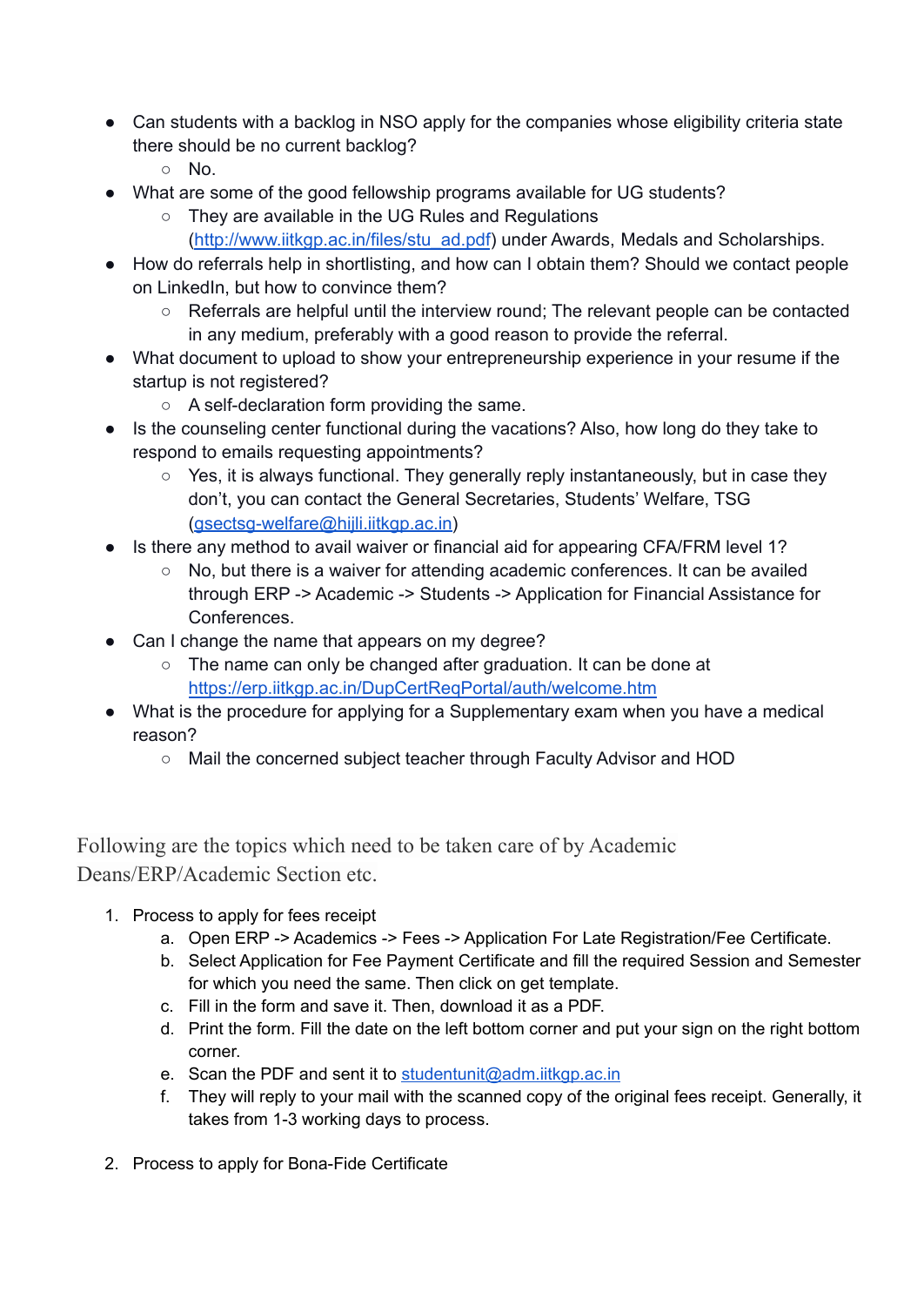- Can students with a backlog in NSO apply for the companies whose eligibility criteria state there should be no current backlog?
  - No.
- What are some of the good fellowship programs available for UG students?
  - They are available in the UG Rules and Regulations ([http://www.iitkgp.ac.in/files/stu_ad.pdf](http://www.iitkgp.ac.in/files/stu_ad.pdf)) under Awards, Medals and Scholarships.
- How do referrals help in shortlisting, and how can I obtain them? Should we contact people on LinkedIn, but how to convince them?
  - Referrals are helpful until the interview round; The relevant people can be contacted in any medium, preferably with a good reason to provide the referral.
- What document to upload to show your entrepreneurship experience in your resume if the startup is not registered?
  - A self-declaration form providing the same.
- Is the counseling center functional during the vacations? Also, how long do they take to respond to emails requesting appointments?
  - Yes, it is always functional. They generally reply instantaneously, but in case they don't, you can contact the General Secretaries, Students' Welfare, TSG ([gsectsg-welfare@hijli.iitkgp.ac.in](mailto:gsectsg-welfare@hijli.iitkgp.ac.in))
- Is there any method to avail waiver or financial aid for appearing CFA/FRM level 1?
  - No, but there is a waiver for attending academic conferences. It can be availed through ERP -> Academic -> Students -> Application for Financial Assistance for Conferences.
- Can I change the name that appears on my degree?
  - The name can only be changed after graduation. It can be done at [https://erp.iitkgp.ac.in/DupCertReqPortal/auth/welcome.htm](https://erp.iitkgp.ac.in/DupCertReqPortal/auth/welcome.htm)
- What is the procedure for applying for a Supplementary exam when you have a medical reason?
  - Mail the concerned subject teacher through Faculty Advisor and HOD

Following are the topics which need to be taken care of by Academic Deans/ERP/Academic Section etc.

1. Process to apply for fees receipt
   a. Open ERP -> Academics -> Fees -> Application For Late Registration/Fee Certificate.
   b. Select Application for Fee Payment Certificate and fill the required Session and Semester for which you need the same. Then click on get template.
   c. Fill in the form and save it. Then, download it as a PDF.
   d. Print the form. Fill the date on the left bottom corner and put your sign on the right bottom corner.
   e. Scan the PDF and sent it to [studentunit@adm.iitkgp.ac.in](mailto:studentunit@adm.iitkgp.ac.in)
   f. They will reply to your mail with the scanned copy of the original fees receipt. Generally, it takes from 1-3 working days to process.

2. Process to apply for Bona-Fide Certificate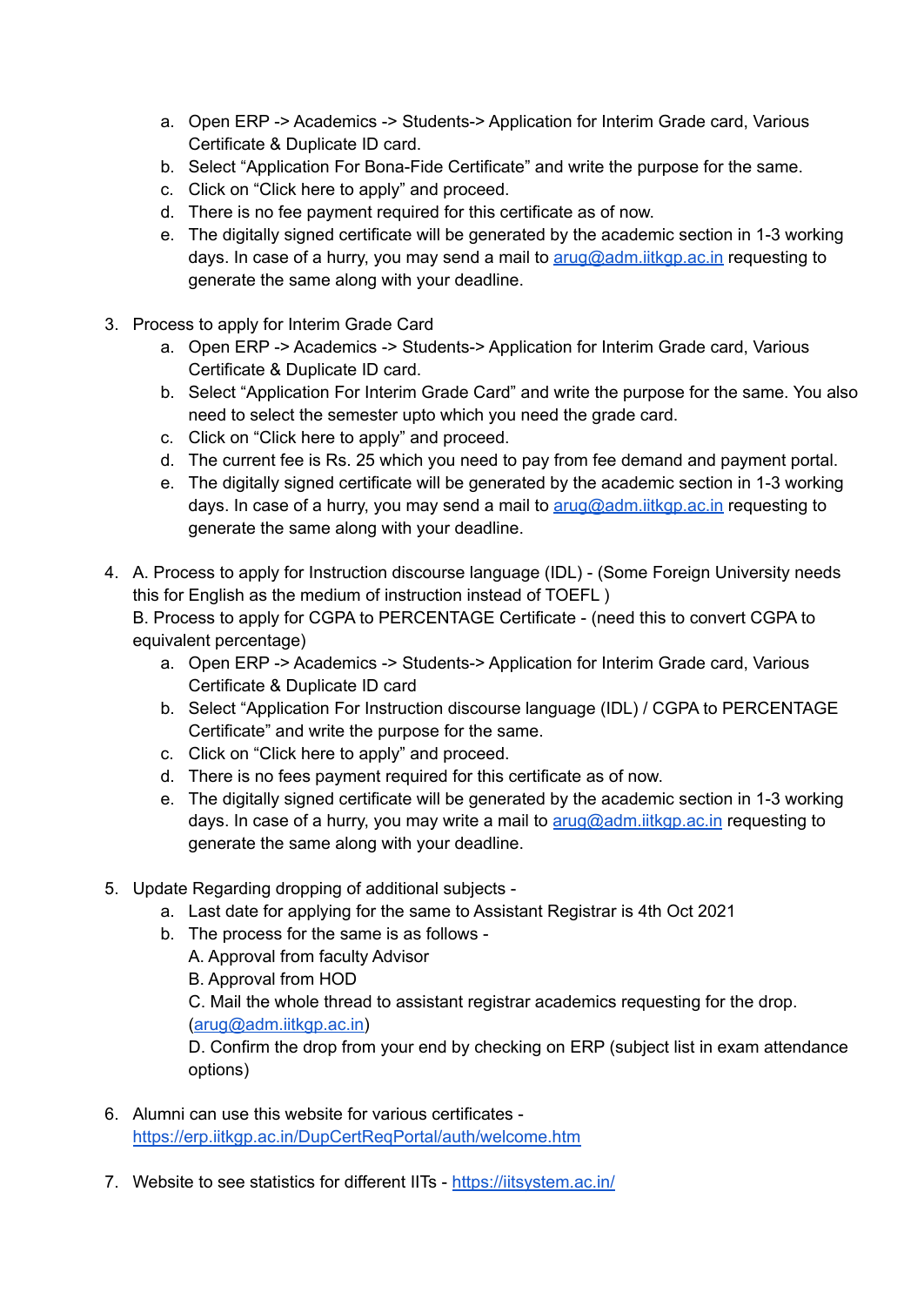a. Open ERP -> Academics -> Students-> Application for Interim Grade card, Various Certificate & Duplicate ID card.
b. Select "Application For Bona-Fide Certificate" and write the purpose for the same.
c. Click on "Click here to apply" and proceed.
d. There is no fee payment required for this certificate as of now.
e. The digitally signed certificate will be generated by the academic section in 1-3 working days. In case of a hurry, you may send a mail to [arug@adm.iitkgp.ac.in](mailto:arug@adm.iitkgp.ac.in) requesting to generate the same along with your deadline.

3. Process to apply for Interim Grade Card
    a. Open ERP -> Academics -> Students-> Application for Interim Grade card, Various Certificate & Duplicate ID card.
    b. Select "Application For Interim Grade Card" and write the purpose for the same. You also need to select the semester upto which you need the grade card.
    c. Click on "Click here to apply" and proceed.
    d. The current fee is Rs. 25 which you need to pay from fee demand and payment portal.
    e. The digitally signed certificate will be generated by the academic section in 1-3 working days. In case of a hurry, you may send a mail to [arug@adm.iitkgp.ac.in](mailto:arug@adm.iitkgp.ac.in) requesting to generate the same along with your deadline.

4. A. Process to apply for Instruction discourse language (IDL) - (Some Foreign University needs this for English as the medium of instruction instead of TOEFL )
   B. Process to apply for CGPA to PERCENTAGE Certificate - (need this to convert CGPA to equivalent percentage)
    a. Open ERP -> Academics -> Students-> Application for Interim Grade card, Various Certificate & Duplicate ID card
    b. Select "Application For Instruction discourse language (IDL) / CGPA to PERCENTAGE Certificate" and write the purpose for the same.
    c. Click on "Click here to apply" and proceed.
    d. There is no fees payment required for this certificate as of now.
    e. The digitally signed certificate will be generated by the academic section in 1-3 working days. In case of a hurry, you may write a mail to [arug@adm.iitkgp.ac.in](mailto:arug@adm.iitkgp.ac.in) requesting to generate the same along with your deadline.

5. Update Regarding dropping of additional subjects -
    a. Last date for applying for the same to Assistant Registrar is 4th Oct 2021
    b. The process for the same is as follows -
       A. Approval from faculty Advisor
       B. Approval from HOD
       C. Mail the whole thread to assistant registrar academics requesting for the drop. ([arug@adm.iitkgp.ac.in](mailto:arug@adm.iitkgp.ac.in))
       D. Confirm the drop from your end by checking on ERP (subject list in exam attendance options)

6. Alumni can use this website for various certificates - [https://erp.iitkgp.ac.in/DupCertReqPortal/auth/welcome.htm](https://erp.iitkgp.ac.in/DupCertReqPortal/auth/welcome.htm)

7. Website to see statistics for different IITs - [https://iitsystem.ac.in/](https://iitsystem.ac.in/)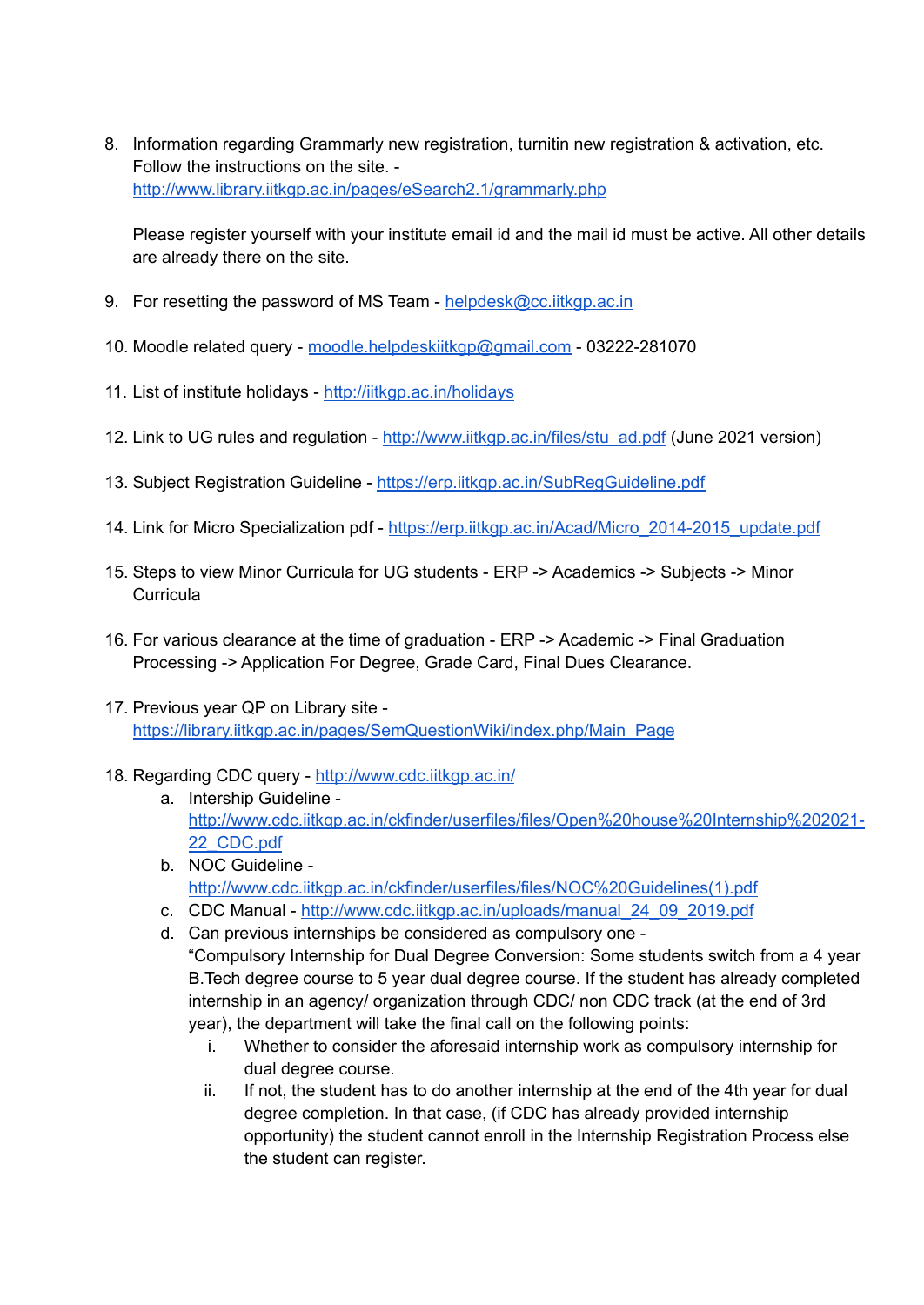8. Information regarding Grammarly new registration, turnitin new registration & activation, etc. Follow the instructions on the site. - http://www.library.iitkgp.ac.in/pages/eSearch2.1/grammarly.php

   Please register yourself with your institute email id and the mail id must be active. All other details are already there on the site.

9. For resetting the password of MS Team - helpdesk@cc.iitkgp.ac.in

10. Moodle related query - moodle.helpdeskiitkgp@gmail.com - 03222-281070

11. List of institute holidays - http://iitkgp.ac.in/holidays

12. Link to UG rules and regulation - http://www.iitkgp.ac.in/files/stu_ad.pdf (June 2021 version)

13. Subject Registration Guideline - https://erp.iitkgp.ac.in/SubRegGuideline.pdf

14. Link for Micro Specialization pdf - https://erp.iitkgp.ac.in/Acad/Micro_2014-2015_update.pdf

15. Steps to view Minor Curricula for UG students - ERP -> Academics -> Subjects -> Minor Curricula

16. For various clearance at the time of graduation - ERP -> Academic -> Final Graduation Processing -> Application For Degree, Grade Card, Final Dues Clearance.

17. Previous year QP on Library site - https://library.iitkgp.ac.in/pages/SemQuestionWiki/index.php/Main_Page

18. Regarding CDC query - http://www.cdc.iitkgp.ac.in/
    a. Intership Guideline - http://www.cdc.iitkgp.ac.in/ckfinder/userfiles/files/Open%20house%20Internship%202021-22_CDC.pdf
    b. NOC Guideline - http://www.cdc.iitkgp.ac.in/ckfinder/userfiles/files/NOC%20Guidelines(1).pdf
    c. CDC Manual - http://www.cdc.iitkgp.ac.in/uploads/manual_24_09_2019.pdf
    d. Can previous internships be considered as compulsory one - "Compulsory Internship for Dual Degree Conversion: Some students switch from a 4 year B.Tech degree course to 5 year dual degree course. If the student has already completed internship in an agency/ organization through CDC/ non CDC track (at the end of 3rd year), the department will take the final call on the following points:
        i. Whether to consider the aforesaid internship work as compulsory internship for dual degree course.
        ii. If not, the student has to do another internship at the end of the 4th year for dual degree completion. In that case, (if CDC has already provided internship opportunity) the student cannot enroll in the Internship Registration Process else the student can register.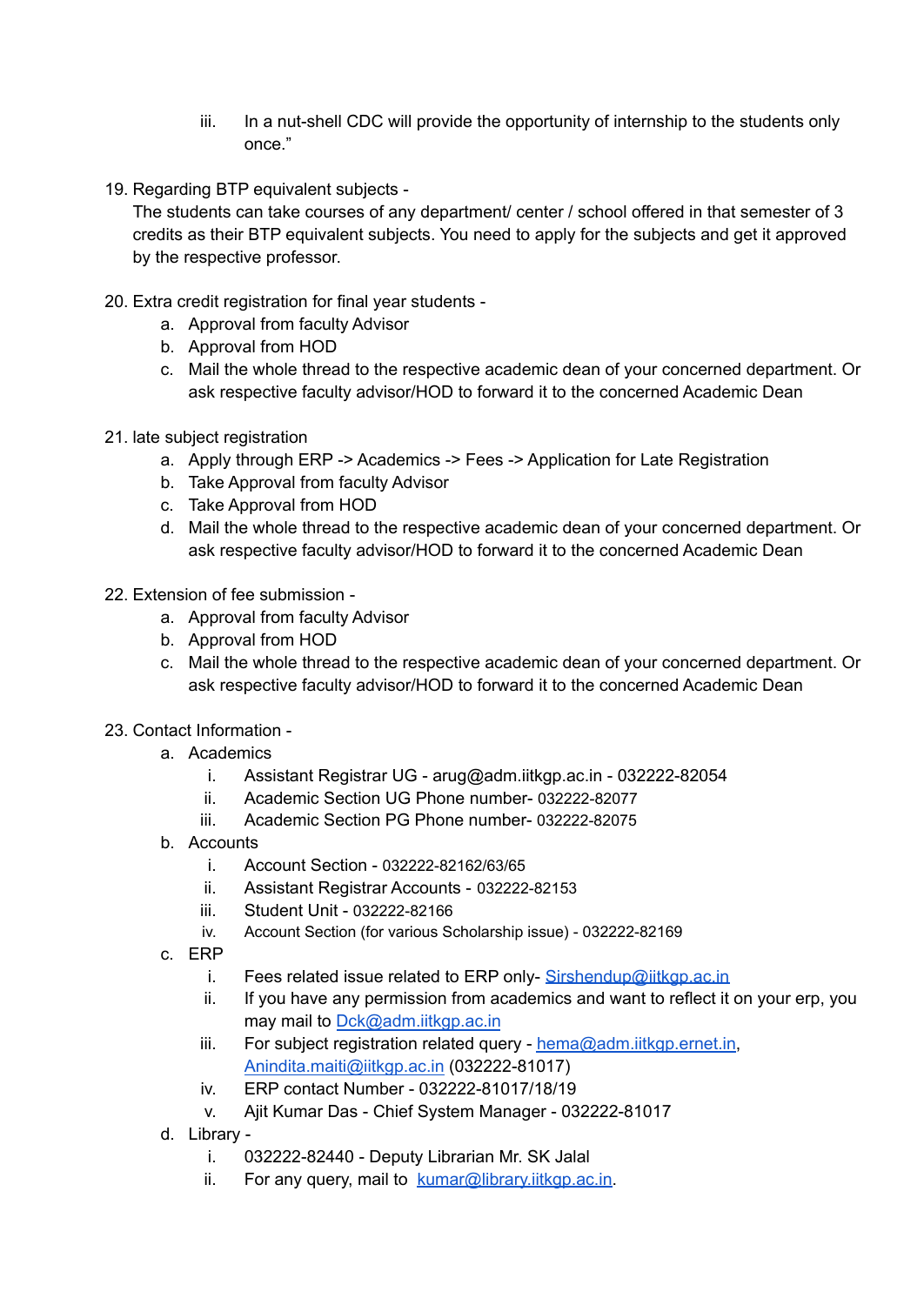iii. In a nut-shell CDC will provide the opportunity of internship to the students only once.”

19. Regarding BTP equivalent subjects -
    The students can take courses of any department/ center / school offered in that semester of 3 credits as their BTP equivalent subjects. You need to apply for the subjects and get it approved by the respective professor.

20. Extra credit registration for final year students -
    a. Approval from faculty Advisor
    b. Approval from HOD
    c. Mail the whole thread to the respective academic dean of your concerned department. Or ask respective faculty advisor/HOD to forward it to the concerned Academic Dean

21. late subject registration
    a. Apply through ERP -> Academics -> Fees -> Application for Late Registration
    b. Take Approval from faculty Advisor
    c. Take Approval from HOD
    d. Mail the whole thread to the respective academic dean of your concerned department. Or ask respective faculty advisor/HOD to forward it to the concerned Academic Dean

22. Extension of fee submission -
    a. Approval from faculty Advisor
    b. Approval from HOD
    c. Mail the whole thread to the respective academic dean of your concerned department. Or ask respective faculty advisor/HOD to forward it to the concerned Academic Dean

23. Contact Information -
    a. Academics
        i. Assistant Registrar UG - arug@adm.iitkgp.ac.in - 032222-82054
        ii. Academic Section UG Phone number- 032222-82077
        iii. Academic Section PG Phone number- 032222-82075
    b. Accounts
        i. Account Section - 032222-82162/63/65
        ii. Assistant Registrar Accounts - 032222-82153
        iii. Student Unit - 032222-82166
        iv. Account Section (for various Scholarship issue) - 032222-82169
    c. ERP
        i. Fees related issue related to ERP only- Sirshendup@iitkgp.ac.in
        ii. If you have any permission from academics and want to reflect it on your erp, you may mail to Dck@adm.iitkgp.ac.in
        iii. For subject registration related query - hema@adm.iitkgp.ernet.in, Anindita.maiti@iitkgp.ac.in (032222-81017)
        iv. ERP contact Number - 032222-81017/18/19
        v. Ajit Kumar Das - Chief System Manager - 032222-81017
    d. Library -
        i. 032222-82440 - Deputy Librarian Mr. SK Jalal
        ii. For any query, mail to kumar@library.iitkgp.ac.in.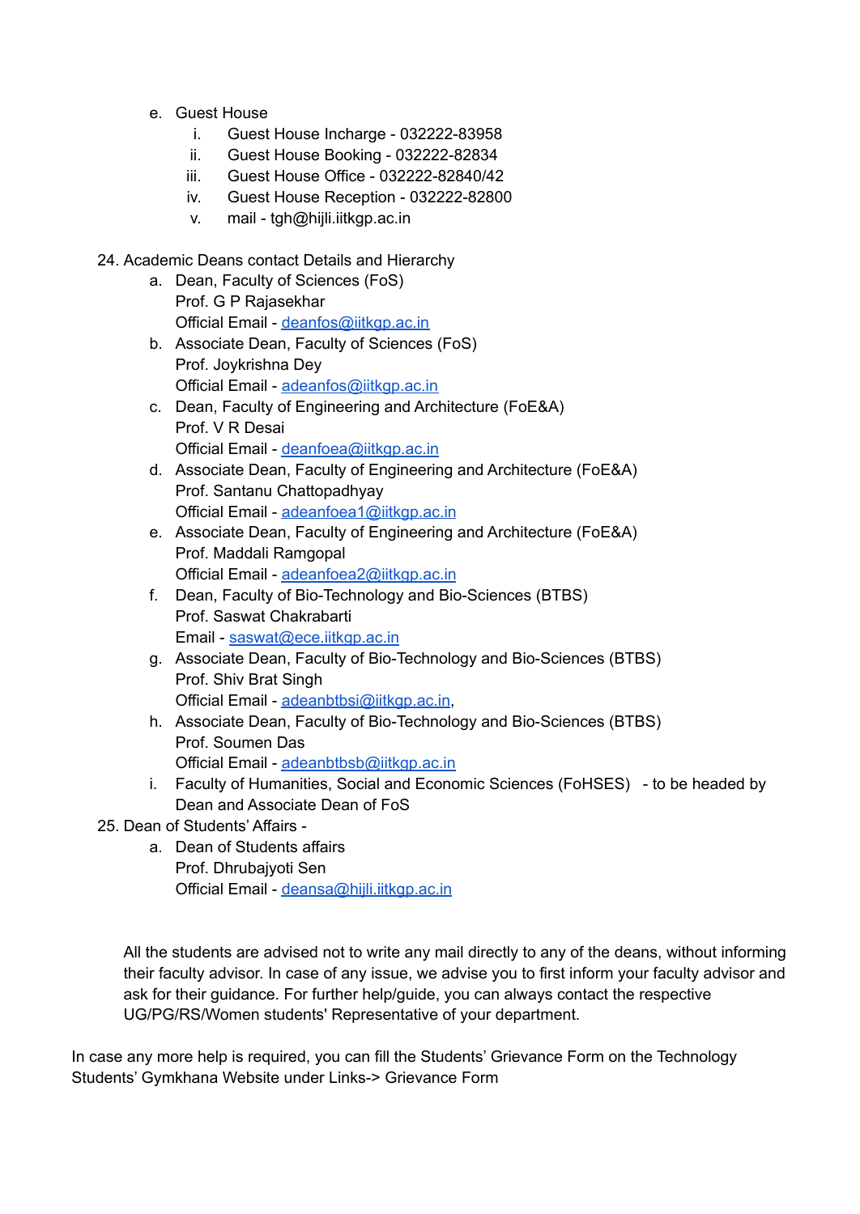e. Guest House
    i. Guest House Incharge - 032222-83958
    ii. Guest House Booking - 032222-82834
    iii. Guest House Office - 032222-82840/42
    iv. Guest House Reception - 032222-82800
    v. mail - tgh@hijli.iitkgp.ac.in

24. Academic Deans contact Details and Hierarchy
    a. Dean, Faculty of Sciences (FoS)
       Prof. G P Rajasekhar
       Official Email - deanfos@iitkgp.ac.in
    b. Associate Dean, Faculty of Sciences (FoS)
       Prof. Joykrishna Dey
       Official Email - adeanfos@iitkgp.ac.in
    c. Dean, Faculty of Engineering and Architecture (FoE&A)
       Prof. V R Desai
       Official Email - deanfoea@iitkgp.ac.in
    d. Associate Dean, Faculty of Engineering and Architecture (FoE&A)
       Prof. Santanu Chattopadhyay
       Official Email - adeanfoea1@iitkgp.ac.in
    e. Associate Dean, Faculty of Engineering and Architecture (FoE&A)
       Prof. Maddali Ramgopal
       Official Email - adeanfoea2@iitkgp.ac.in
    f. Dean, Faculty of Bio-Technology and Bio-Sciences (BTBS)
       Prof. Saswat Chakrabarti
       Email - saswat@ece.iitkgp.ac.in
    g. Associate Dean, Faculty of Bio-Technology and Bio-Sciences (BTBS)
       Prof. Shiv Brat Singh
       Official Email - adeanbtbsi@iitkgp.ac.in,
    h. Associate Dean, Faculty of Bio-Technology and Bio-Sciences (BTBS)
       Prof. Soumen Das
       Official Email - adeanbtbsb@iitkgp.ac.in
    i. Faculty of Humanities, Social and Economic Sciences (FoHSES) - to be headed by Dean and Associate Dean of FoS

25. Dean of Students' Affairs -
    a. Dean of Students affairs
       Prof. Dhrubajyoti Sen
       Official Email - deansa@hijli.iitkgp.ac.in

All the students are advised not to write any mail directly to any of the deans, without informing their faculty advisor. In case of any issue, we advise you to first inform your faculty advisor and ask for their guidance. For further help/guide, you can always contact the respective UG/PG/RS/Women students' Representative of your department.

In case any more help is required, you can fill the Students' Grievance Form on the Technology Students' Gymkhana Website under Links-> Grievance Form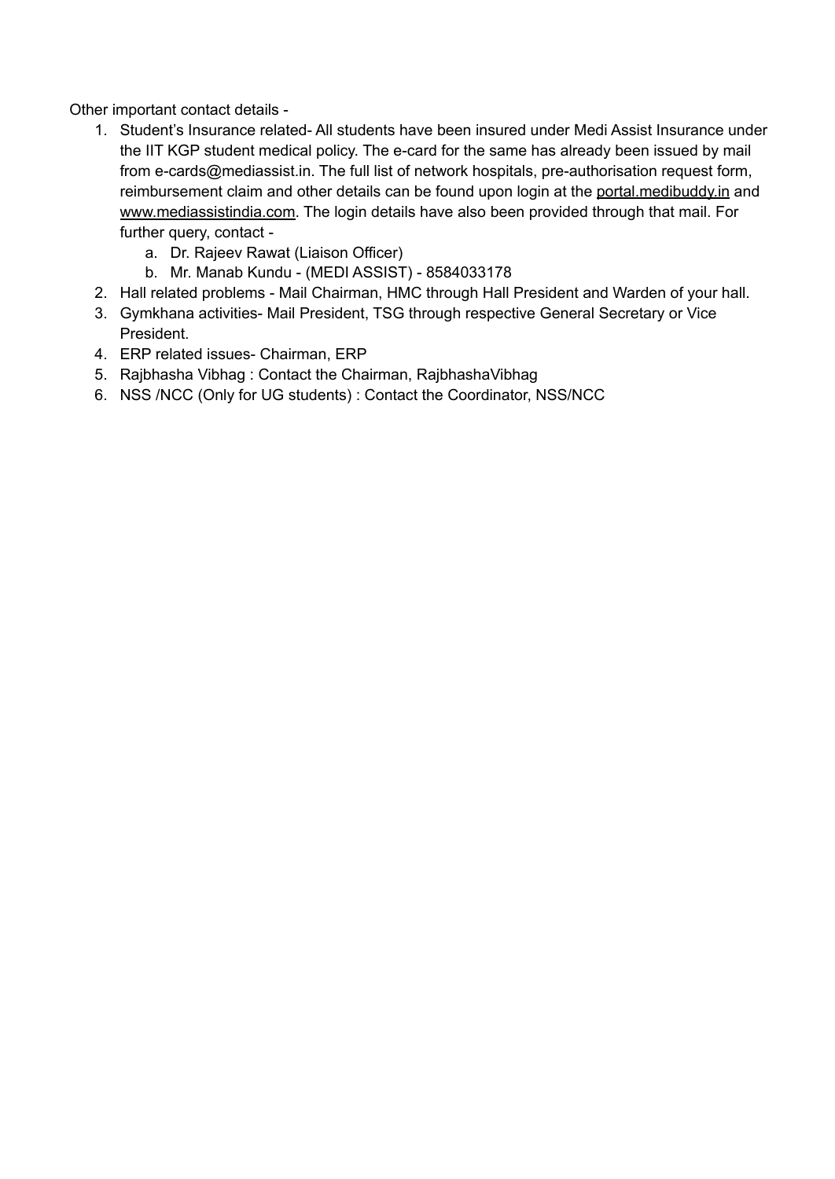Other important contact details -

1. Student's Insurance related- All students have been insured under Medi Assist Insurance under the IIT KGP student medical policy. The e-card for the same has already been issued by mail from e-cards@mediassist.in. The full list of network hospitals, pre-authorisation request form, reimbursement claim and other details can be found upon login at the portal.medibuddy.in and www.mediassistindia.com. The login details have also been provided through that mail. For further query, contact -
    a. Dr. Rajeev Rawat (Liaison Officer)
    b. Mr. Manab Kundu - (MEDI ASSIST) - 8584033178
2. Hall related problems - Mail Chairman, HMC through Hall President and Warden of your hall.
3. Gymkhana activities- Mail President, TSG through respective General Secretary or Vice President.
4. ERP related issues- Chairman, ERP
5. Rajbhasha Vibhag : Contact the Chairman, RajbhashaVibhag
6. NSS /NCC (Only for UG students) : Contact the Coordinator, NSS/NCC